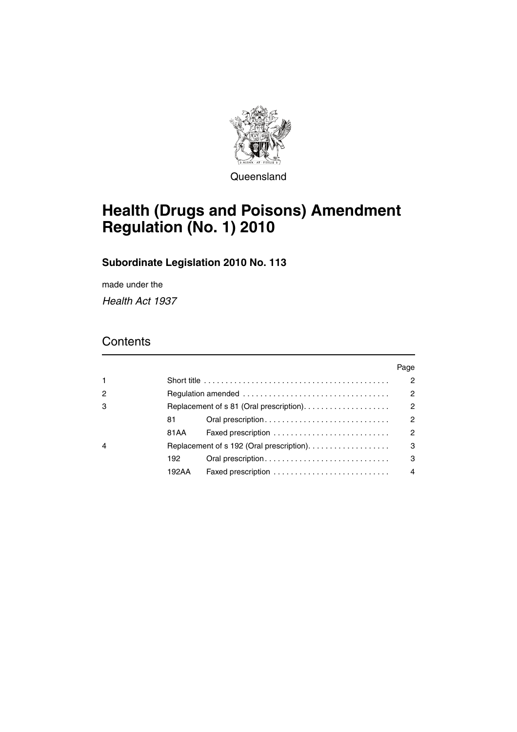Queensland

# Health (Drugs and Poisons) Amendment Regulation (No. 1) 2010

## Subordinate Legislation 2010 No. 113

made under the

*Health Act 1937*

## Contents

| | | | Page |
|---|---|---|---|
| 1 | | Short title | 2 |
| 2 | | Regulation amended | 2 |
| 3 | | Replacement of s 81 (Oral prescription) | 2 |
| | 81 | Oral prescription | 2 |
| | 81AA | Faxed prescription | 2 |
| 4 | | Replacement of s 192 (Oral prescription) | 3 |
| | 192 | Oral prescription | 3 |
| | 192AA | Faxed prescription | 4 |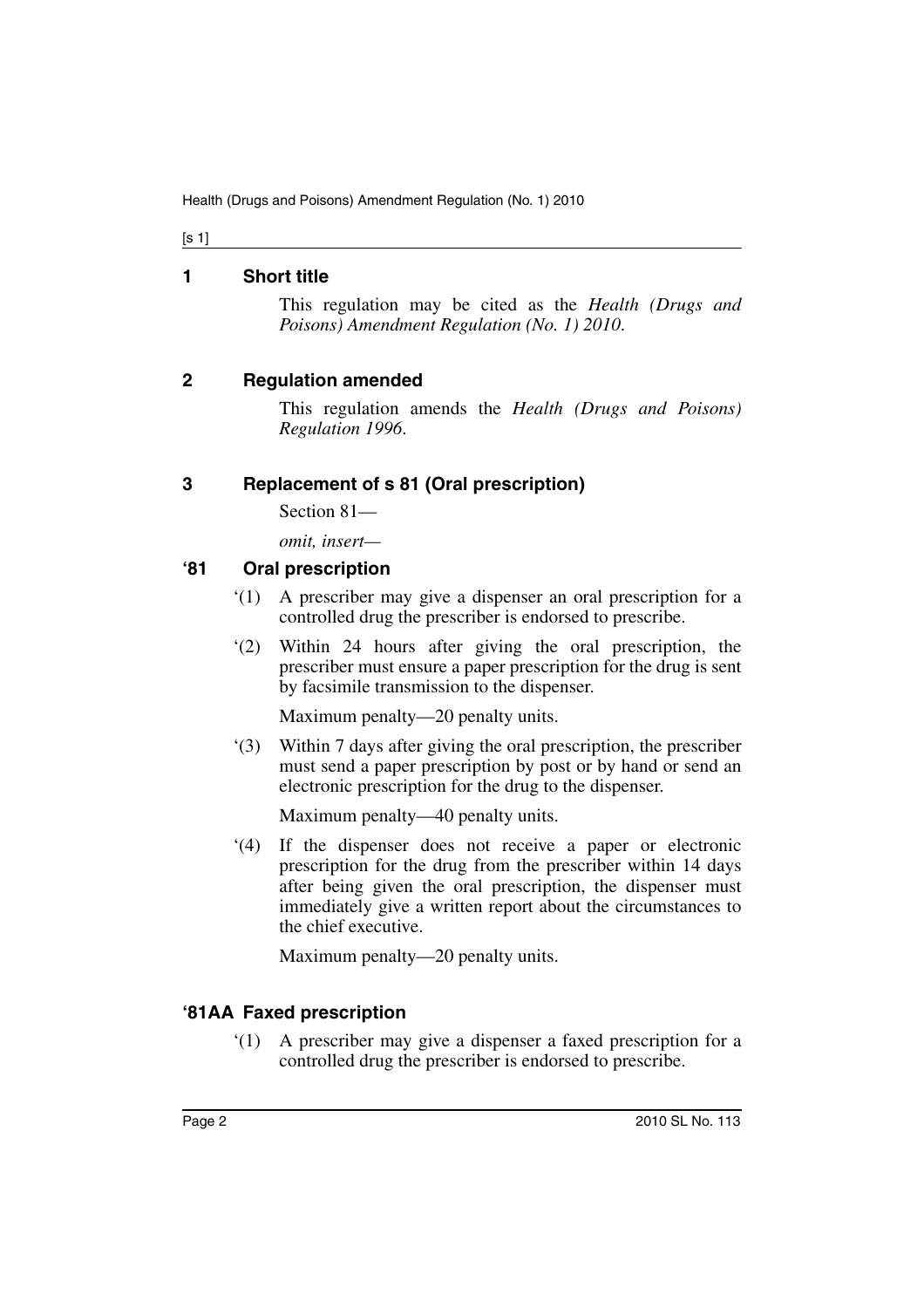## 1 Short title

This regulation may be cited as the *Health (Drugs and Poisons) Amendment Regulation (No. 1) 2010*.

## 2 Regulation amended

This regulation amends the *Health (Drugs and Poisons) Regulation 1996*.

## 3 Replacement of s 81 (Oral prescription)

Section 81—

*omit, insert—*

### '81 Oral prescription

'(1) A prescriber may give a dispenser an oral prescription for a controlled drug the prescriber is endorsed to prescribe.

'(2) Within 24 hours after giving the oral prescription, the prescriber must ensure a paper prescription for the drug is sent by facsimile transmission to the dispenser.

Maximum penalty—20 penalty units.

'(3) Within 7 days after giving the oral prescription, the prescriber must send a paper prescription by post or by hand or send an electronic prescription for the drug to the dispenser.

Maximum penalty—40 penalty units.

'(4) If the dispenser does not receive a paper or electronic prescription for the drug from the prescriber within 14 days after being given the oral prescription, the dispenser must immediately give a written report about the circumstances to the chief executive.

Maximum penalty—20 penalty units.

### '81AA Faxed prescription

'(1) A prescriber may give a dispenser a faxed prescription for a controlled drug the prescriber is endorsed to prescribe.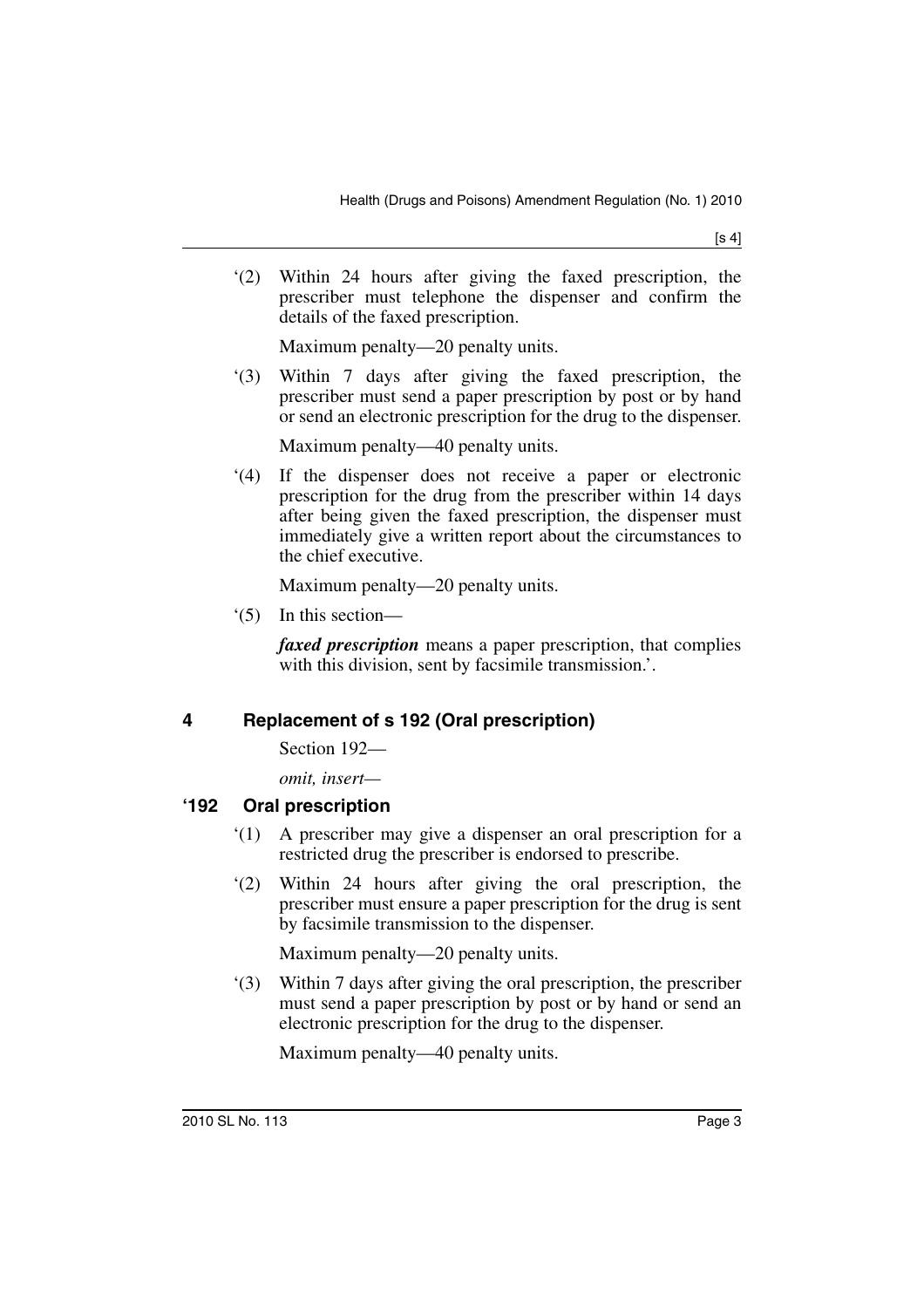'(2) Within 24 hours after giving the faxed prescription, the prescriber must telephone the dispenser and confirm the details of the faxed prescription.

Maximum penalty—20 penalty units.

'(3) Within 7 days after giving the faxed prescription, the prescriber must send a paper prescription by post or by hand or send an electronic prescription for the drug to the dispenser.

Maximum penalty—40 penalty units.

'(4) If the dispenser does not receive a paper or electronic prescription for the drug from the prescriber within 14 days after being given the faxed prescription, the dispenser must immediately give a written report about the circumstances to the chief executive.

Maximum penalty—20 penalty units.

'(5) In this section—

***faxed prescription*** means a paper prescription, that complies with this division, sent by facsimile transmission.'.

## 4 Replacement of s 192 (Oral prescription)

Section 192—

*omit, insert—*

### '192 Oral prescription

'(1) A prescriber may give a dispenser an oral prescription for a restricted drug the prescriber is endorsed to prescribe.

'(2) Within 24 hours after giving the oral prescription, the prescriber must ensure a paper prescription for the drug is sent by facsimile transmission to the dispenser.

Maximum penalty—20 penalty units.

'(3) Within 7 days after giving the oral prescription, the prescriber must send a paper prescription by post or by hand or send an electronic prescription for the drug to the dispenser.

Maximum penalty—40 penalty units.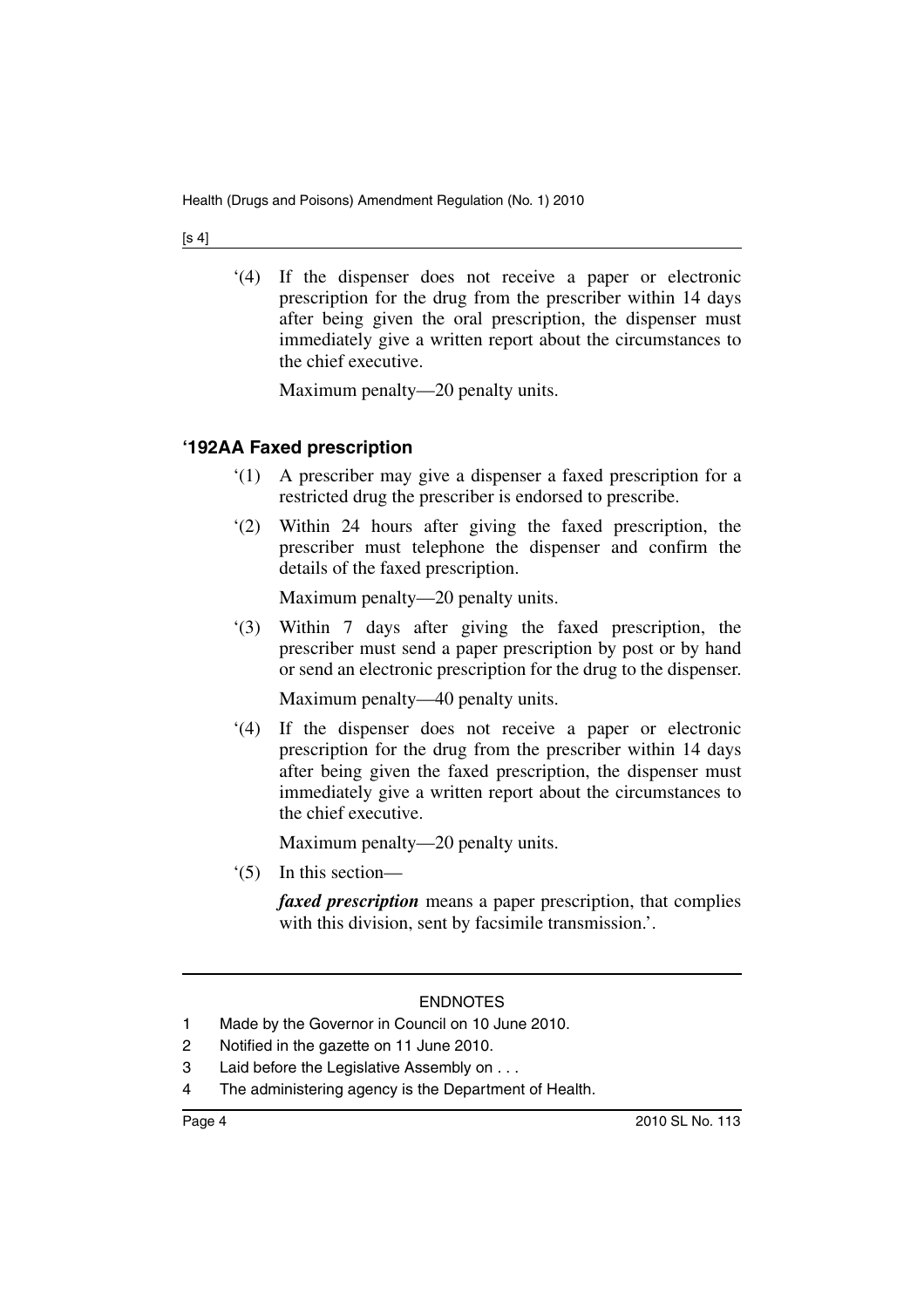'(4) If the dispenser does not receive a paper or electronic prescription for the drug from the prescriber within 14 days after being given the oral prescription, the dispenser must immediately give a written report about the circumstances to the chief executive.

Maximum penalty—20 penalty units.

### '192AA Faxed prescription

'(1) A prescriber may give a dispenser a faxed prescription for a restricted drug the prescriber is endorsed to prescribe.

'(2) Within 24 hours after giving the faxed prescription, the prescriber must telephone the dispenser and confirm the details of the faxed prescription.

Maximum penalty—20 penalty units.

'(3) Within 7 days after giving the faxed prescription, the prescriber must send a paper prescription by post or by hand or send an electronic prescription for the drug to the dispenser.

Maximum penalty—40 penalty units.

'(4) If the dispenser does not receive a paper or electronic prescription for the drug from the prescriber within 14 days after being given the faxed prescription, the dispenser must immediately give a written report about the circumstances to the chief executive.

Maximum penalty—20 penalty units.

'(5) In this section—

***faxed prescription*** means a paper prescription, that complies with this division, sent by facsimile transmission.'.

ENDNOTES

1 Made by the Governor in Council on 10 June 2010.

2 Notified in the gazette on 11 June 2010.

3 Laid before the Legislative Assembly on . . .

4 The administering agency is the Department of Health.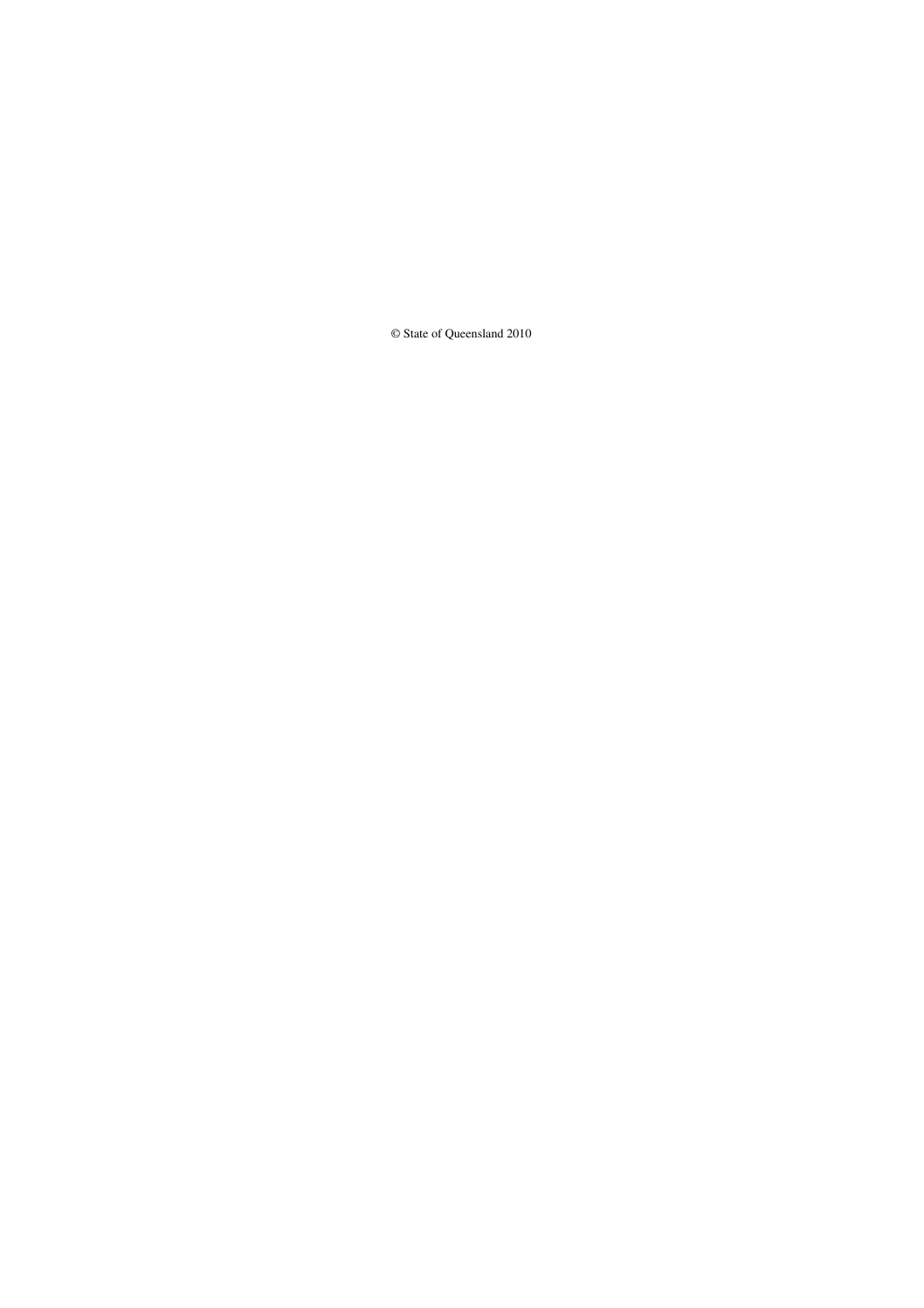© State of Queensland 2010